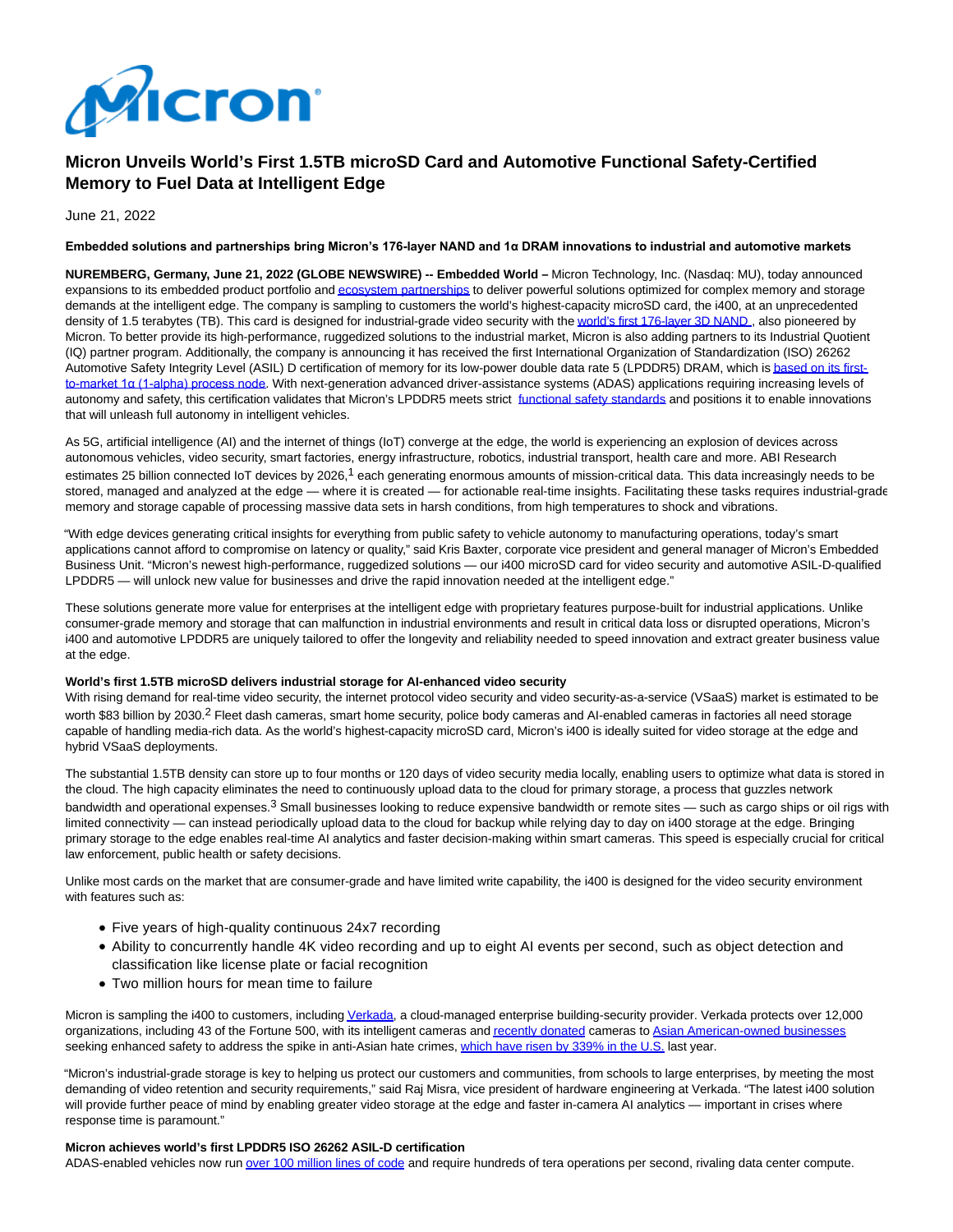# Micron Unveils World's First 1.5TB microSD Card and Automotive Functional Safety-Certified Memory to Fuel Data at Intelligent Edge

June 21, 2022

**Embedded solutions and partnerships bring Micron's 176-layer NAND and 1α DRAM innovations to industrial and automotive markets**

**NUREMBERG, Germany, June 21, 2022 (GLOBE NEWSWIRE) -- Embedded World –** Micron Technology, Inc. (Nasdaq: MU), today announced expansions to its embedded product portfolio and ecosystem partnerships to deliver powerful solutions optimized for complex memory and storage demands at the intelligent edge. The company is sampling to customers the world's highest-capacity microSD card, the i400, at an unprecedented density of 1.5 terabytes (TB). This card is designed for industrial-grade video security with the world's first 176-layer 3D NAND , also pioneered by Micron. To better provide its high-performance, ruggedized solutions to the industrial market, Micron is also adding partners to its Industrial Quotient (IQ) partner program. Additionally, the company is announcing it has received the first International Organization of Standardization (ISO) 26262 Automotive Safety Integrity Level (ASIL) D certification of memory for its low-power double data rate 5 (LPDDR5) DRAM, which is based on its first-to-market 1α (1-alpha) process node. With next-generation advanced driver-assistance systems (ADAS) applications requiring increasing levels of autonomy and safety, this certification validates that Micron's LPDDR5 meets strict functional safety standards and positions it to enable innovations that will unleash full autonomy in intelligent vehicles.

As 5G, artificial intelligence (AI) and the internet of things (IoT) converge at the edge, the world is experiencing an explosion of devices across autonomous vehicles, video security, smart factories, energy infrastructure, robotics, industrial transport, health care and more. ABI Research estimates 25 billion connected IoT devices by 2026,[1] each generating enormous amounts of mission-critical data. This data increasingly needs to be stored, managed and analyzed at the edge — where it is created — for actionable real-time insights. Facilitating these tasks requires industrial-grade memory and storage capable of processing massive data sets in harsh conditions, from high temperatures to shock and vibrations.

"With edge devices generating critical insights for everything from public safety to vehicle autonomy to manufacturing operations, today's smart applications cannot afford to compromise on latency or quality," said Kris Baxter, corporate vice president and general manager of Micron's Embedded Business Unit. "Micron's newest high-performance, ruggedized solutions — our i400 microSD card for video security and automotive ASIL-D-qualified LPDDR5 — will unlock new value for businesses and drive the rapid innovation needed at the intelligent edge."

These solutions generate more value for enterprises at the intelligent edge with proprietary features purpose-built for industrial applications. Unlike consumer-grade memory and storage that can malfunction in industrial environments and result in critical data loss or disrupted operations, Micron's i400 and automotive LPDDR5 are uniquely tailored to offer the longevity and reliability needed to speed innovation and extract greater business value at the edge.

**World's first 1.5TB microSD delivers industrial storage for AI-enhanced video security**

With rising demand for real-time video security, the internet protocol video security and video security-as-a-service (VSaaS) market is estimated to be worth $83 billion by 2030.[2] Fleet dash cameras, smart home security, police body cameras and AI-enabled cameras in factories all need storage capable of handling media-rich data. As the world's highest-capacity microSD card, Micron's i400 is ideally suited for video storage at the edge and hybrid VSaaS deployments.

The substantial 1.5TB density can store up to four months or 120 days of video security media locally, enabling users to optimize what data is stored in the cloud. The high capacity eliminates the need to continuously upload data to the cloud for primary storage, a process that guzzles network bandwidth and operational expenses.[3] Small businesses looking to reduce expensive bandwidth or remote sites — such as cargo ships or oil rigs with limited connectivity — can instead periodically upload data to the cloud for backup while relying day to day on i400 storage at the edge. Bringing primary storage to the edge enables real-time AI analytics and faster decision-making within smart cameras. This speed is especially crucial for critical law enforcement, public health or safety decisions.

Unlike most cards on the market that are consumer-grade and have limited write capability, the i400 is designed for the video security environment with features such as:

- Five years of high-quality continuous 24x7 recording
- Ability to concurrently handle 4K video recording and up to eight AI events per second, such as object detection and classification like license plate or facial recognition
- Two million hours for mean time to failure

Micron is sampling the i400 to customers, including Verkada, a cloud-managed enterprise building-security provider. Verkada protects over 12,000 organizations, including 43 of the Fortune 500, with its intelligent cameras and recently donated cameras to Asian American-owned businesses seeking enhanced safety to address the spike in anti-Asian hate crimes, which have risen by 339% in the U.S. last year.

"Micron's industrial-grade storage is key to helping us protect our customers and communities, from schools to large enterprises, by meeting the most demanding of video retention and security requirements," said Raj Misra, vice president of hardware engineering at Verkada. "The latest i400 solution will provide further peace of mind by enabling greater video storage at the edge and faster in-camera AI analytics — important in crises where response time is paramount."

**Micron achieves world's first LPDDR5 ISO 26262 ASIL-D certification**

ADAS-enabled vehicles now run over 100 million lines of code and require hundreds of tera operations per second, rivaling data center compute.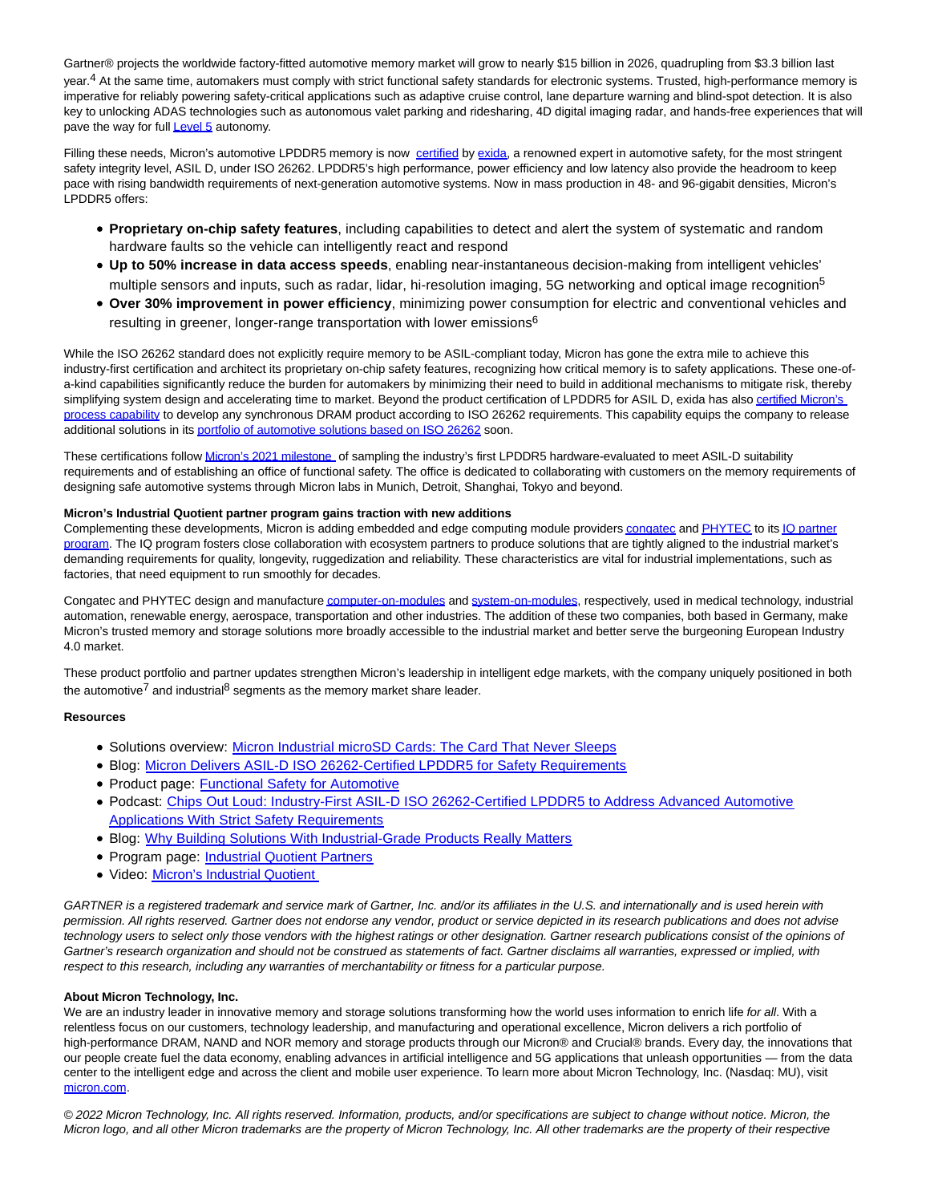Gartner® projects the worldwide factory-fitted automotive memory market will grow to nearly $15 billion in 2026, quadrupling from $3.3 billion last year.[4] At the same time, automakers must comply with strict functional safety standards for electronic systems. Trusted, high-performance memory is imperative for reliably powering safety-critical applications such as adaptive cruise control, lane departure warning and blind-spot detection. It is also key to unlocking ADAS technologies such as autonomous valet parking and ridesharing, 4D digital imaging radar, and hands-free experiences that will pave the way for full Level 5 autonomy.

Filling these needs, Micron's automotive LPDDR5 memory is now certified by exida, a renowned expert in automotive safety, for the most stringent safety integrity level, ASIL D, under ISO 26262. LPDDR5's high performance, power efficiency and low latency also provide the headroom to keep pace with rising bandwidth requirements of next-generation automotive systems. Now in mass production in 48- and 96-gigabit densities, Micron's LPDDR5 offers:

- **Proprietary on-chip safety features**, including capabilities to detect and alert the system of systematic and random hardware faults so the vehicle can intelligently react and respond
- **Up to 50% increase in data access speeds**, enabling near-instantaneous decision-making from intelligent vehicles' multiple sensors and inputs, such as radar, lidar, hi-resolution imaging, 5G networking and optical image recognition[5]
- **Over 30% improvement in power efficiency**, minimizing power consumption for electric and conventional vehicles and resulting in greener, longer-range transportation with lower emissions[6]

While the ISO 26262 standard does not explicitly require memory to be ASIL-compliant today, Micron has gone the extra mile to achieve this industry-first certification and architect its proprietary on-chip safety features, recognizing how critical memory is to safety applications. These one-of-a-kind capabilities significantly reduce the burden for automakers by minimizing their need to build in additional mechanisms to mitigate risk, thereby simplifying system design and accelerating time to market. Beyond the product certification of LPDDR5 for ASIL D, exida has also certified Micron's process capability to develop any synchronous DRAM product according to ISO 26262 requirements. This capability equips the company to release additional solutions in its portfolio of automotive solutions based on ISO 26262 soon.

These certifications follow Micron's 2021 milestone of sampling the industry's first LPDDR5 hardware-evaluated to meet ASIL-D suitability requirements and of establishing an office of functional safety. The office is dedicated to collaborating with customers on the memory requirements of designing safe automotive systems through Micron labs in Munich, Detroit, Shanghai, Tokyo and beyond.

**Micron's Industrial Quotient partner program gains traction with new additions**

Complementing these developments, Micron is adding embedded and edge computing module providers congatec and PHYTEC to its IQ partner program. The IQ program fosters close collaboration with ecosystem partners to produce solutions that are tightly aligned to the industrial market's demanding requirements for quality, longevity, ruggedization and reliability. These characteristics are vital for industrial implementations, such as factories, that need equipment to run smoothly for decades.

Congatec and PHYTEC design and manufacture computer-on-modules and system-on-modules, respectively, used in medical technology, industrial automation, renewable energy, aerospace, transportation and other industries. The addition of these two companies, both based in Germany, make Micron's trusted memory and storage solutions more broadly accessible to the industrial market and better serve the burgeoning European Industry 4.0 market.

These product portfolio and partner updates strengthen Micron's leadership in intelligent edge markets, with the company uniquely positioned in both the automotive[7] and industrial[8] segments as the memory market share leader.

**Resources**

- Solutions overview: Micron Industrial microSD Cards: The Card That Never Sleeps
- Blog: Micron Delivers ASIL-D ISO 26262-Certified LPDDR5 for Safety Requirements
- Product page: Functional Safety for Automotive
- Podcast: Chips Out Loud: Industry-First ASIL-D ISO 26262-Certified LPDDR5 to Address Advanced Automotive Applications With Strict Safety Requirements
- Blog: Why Building Solutions With Industrial-Grade Products Really Matters
- Program page: Industrial Quotient Partners
- Video: Micron's Industrial Quotient

*GARTNER is a registered trademark and service mark of Gartner, Inc. and/or its affiliates in the U.S. and internationally and is used herein with permission. All rights reserved. Gartner does not endorse any vendor, product or service depicted in its research publications and does not advise technology users to select only those vendors with the highest ratings or other designation. Gartner research publications consist of the opinions of Gartner's research organization and should not be construed as statements of fact. Gartner disclaims all warranties, expressed or implied, with respect to this research, including any warranties of merchantability or fitness for a particular purpose.*

**About Micron Technology, Inc.**

We are an industry leader in innovative memory and storage solutions transforming how the world uses information to enrich life *for all*. With a relentless focus on our customers, technology leadership, and manufacturing and operational excellence, Micron delivers a rich portfolio of high-performance DRAM, NAND and NOR memory and storage products through our Micron® and Crucial® brands. Every day, the innovations that our people create fuel the data economy, enabling advances in artificial intelligence and 5G applications that unleash opportunities — from the data center to the intelligent edge and across the client and mobile user experience. To learn more about Micron Technology, Inc. (Nasdaq: MU), visit micron.com.

*© 2022 Micron Technology, Inc. All rights reserved. Information, products, and/or specifications are subject to change without notice. Micron, the Micron logo, and all other Micron trademarks are the property of Micron Technology, Inc. All other trademarks are the property of their respective*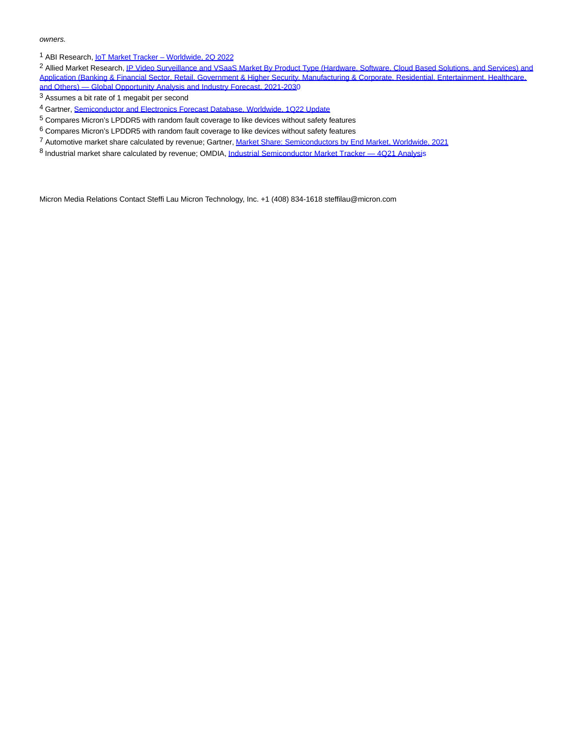*owners.*

[1] ABI Research, IoT Market Tracker – Worldwide, 2Q 2022

[2] Allied Market Research, IP Video Surveillance and VSaaS Market By Product Type (Hardware, Software, Cloud Based Solutions, and Services) and Application (Banking & Financial Sector, Retail, Government & Higher Security, Manufacturing & Corporate, Residential, Entertainment, Healthcare, and Others) — Global Opportunity Analysis and Industry Forecast, 2021-2030

[3] Assumes a bit rate of 1 megabit per second

[4] Gartner, Semiconductor and Electronics Forecast Database, Worldwide, 1Q22 Update

[5] Compares Micron's LPDDR5 with random fault coverage to like devices without safety features

[6] Compares Micron's LPDDR5 with random fault coverage to like devices without safety features

[7] Automotive market share calculated by revenue; Gartner, Market Share: Semiconductors by End Market, Worldwide, 2021

[8] Industrial market share calculated by revenue; OMDIA, Industrial Semiconductor Market Tracker — 4Q21 Analysis

Micron Media Relations Contact Steffi Lau Micron Technology, Inc. +1 (408) 834-1618 steffilau@micron.com